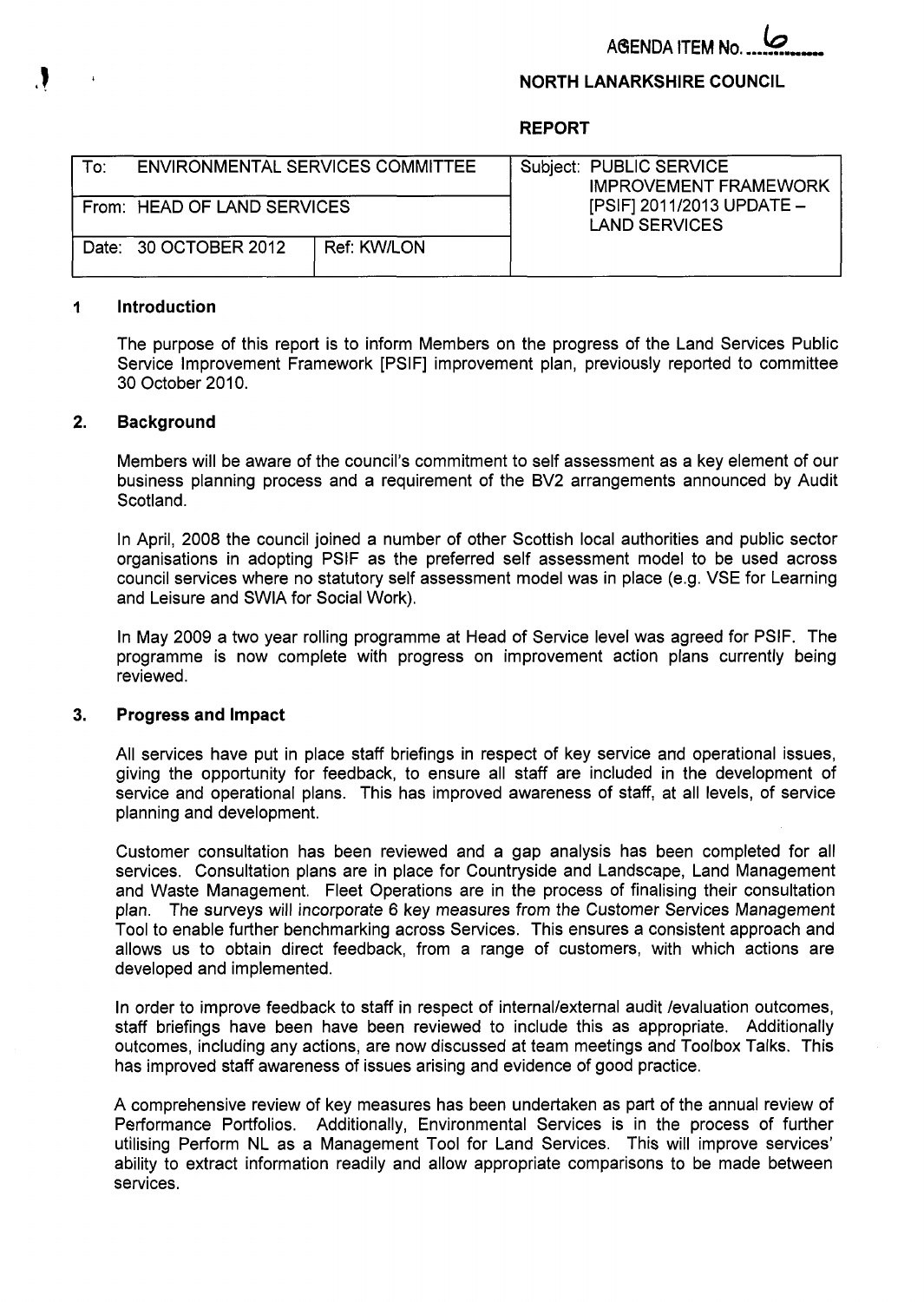AGENDA ITEM No. 6

**NORTH LANARKSHIRE COUNCIL**

**REPORT**

| To: ENVIRONMENTAL SERVICES COMMITTEE | | Subject: PUBLIC SERVICE IMPROVEMENT FRAMEWORK [PSIF] 2011/2013 UPDATE – LAND SERVICES |
|---|---|---|
| From: HEAD OF LAND SERVICES | | |
| Date: 30 OCTOBER 2012 | Ref: KW/LON | |

## 1 Introduction

The purpose of this report is to inform Members on the progress of the Land Services Public Service Improvement Framework [PSIF] improvement plan, previously reported to committee 30 October 2010.

## 2. Background

Members will be aware of the council's commitment to self assessment as a key element of our business planning process and a requirement of the BV2 arrangements announced by Audit Scotland.

In April, 2008 the council joined a number of other Scottish local authorities and public sector organisations in adopting PSIF as the preferred self assessment model to be used across council services where no statutory self assessment model was in place (e.g. VSE for Learning and Leisure and SWIA for Social Work).

In May 2009 a two year rolling programme at Head of Service level was agreed for PSIF. The programme is now complete with progress on improvement action plans currently being reviewed.

## 3. Progress and Impact

All services have put in place staff briefings in respect of key service and operational issues, giving the opportunity for feedback, to ensure all staff are included in the development of service and operational plans. This has improved awareness of staff, at all levels, of service planning and development.

Customer consultation has been reviewed and a gap analysis has been completed for all services. Consultation plans are in place for Countryside and Landscape, Land Management and Waste Management. Fleet Operations are in the process of finalising their consultation plan. The surveys will incorporate 6 key measures from the Customer Services Management Tool to enable further benchmarking across Services. This ensures a consistent approach and allows us to obtain direct feedback, from a range of customers, with which actions are developed and implemented.

In order to improve feedback to staff in respect of internal/external audit /evaluation outcomes, staff briefings have been have been reviewed to include this as appropriate. Additionally outcomes, including any actions, are now discussed at team meetings and Toolbox Talks. This has improved staff awareness of issues arising and evidence of good practice.

A comprehensive review of key measures has been undertaken as part of the annual review of Performance Portfolios. Additionally, Environmental Services is in the process of further utilising Perform NL as a Management Tool for Land Services. This will improve services' ability to extract information readily and allow appropriate comparisons to be made between services.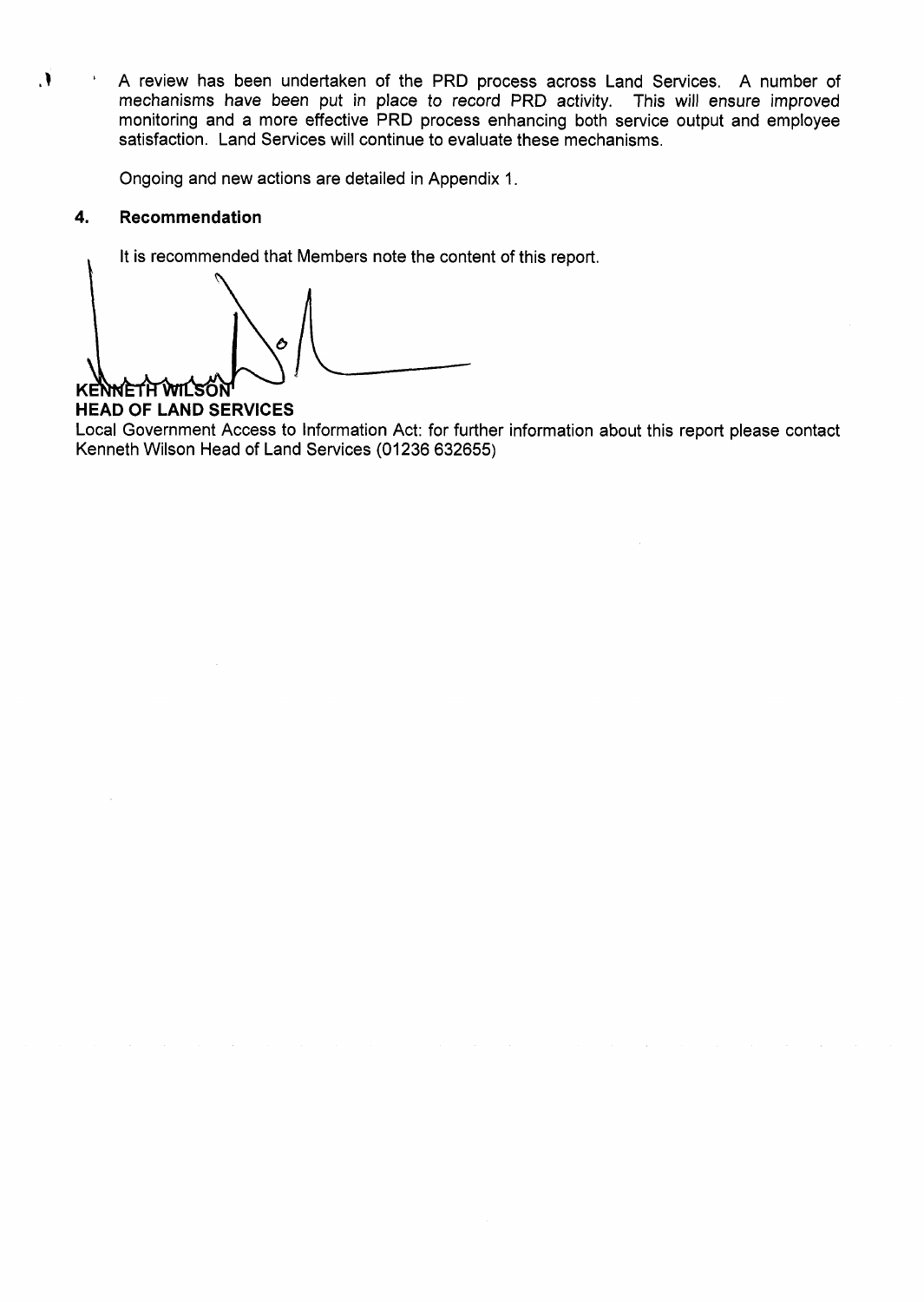- A review has been undertaken of the PRD process across Land Services. A number of mechanisms have been put in place to record PRD activity. This will ensure improved monitoring and a more effective PRD process enhancing both service output and employee satisfaction. Land Services will continue to evaluate these mechanisms.

  Ongoing and new actions are detailed in Appendix 1.

### 4. Recommendation

It is recommended that Members note the content of this report.

**KENNETH WILSON**
**HEAD OF LAND SERVICES**

Local Government Access to Information Act: for further information about this report please contact Kenneth Wilson Head of Land Services (01236 632655)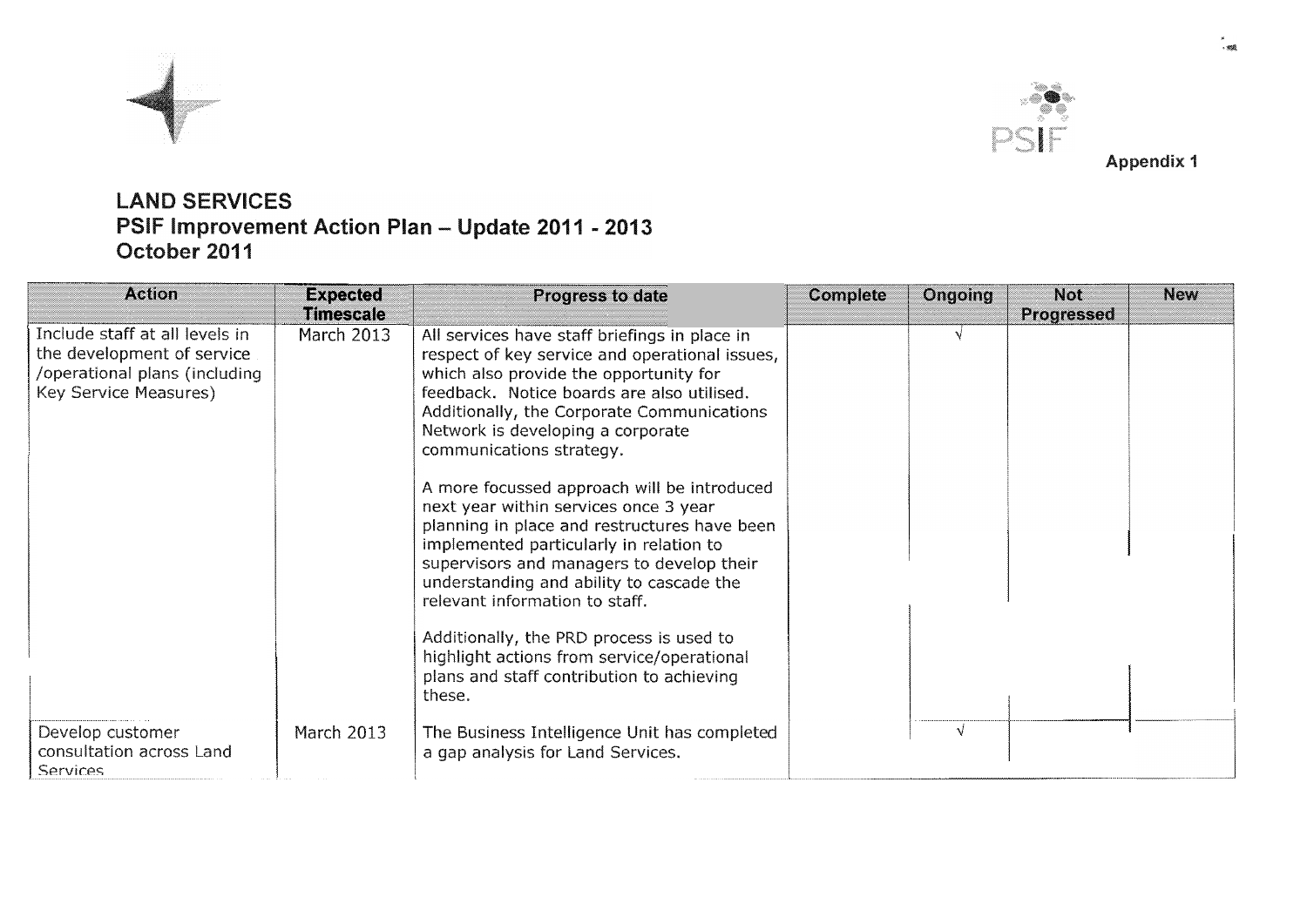Appendix 1

# LAND SERVICES
## PSIF Improvement Action Plan – Update 2011 - 2013
## October 2011

| Action | Expected Timescale | Progress to date | Complete | Ongoing | Not Progressed | New |
|---|---|---|---|---|---|---|
| Include staff at all levels in the development of service /operational plans (including Key Service Measures) | March 2013 | All services have staff briefings in place in respect of key service and operational issues, which also provide the opportunity for feedback. Notice boards are also utilised. Additionally, the Corporate Communications Network is developing a corporate communications strategy.<br><br>A more focussed approach will be introduced next year within services once 3 year planning in place and restructures have been implemented particularly in relation to supervisors and managers to develop their understanding and ability to cascade the relevant information to staff.<br><br>Additionally, the PRD process is used to highlight actions from service/operational plans and staff contribution to achieving these. | | √ | | |
| Develop customer consultation across Land Services | March 2013 | The Business Intelligence Unit has completed a gap analysis for Land Services. | | √ | | |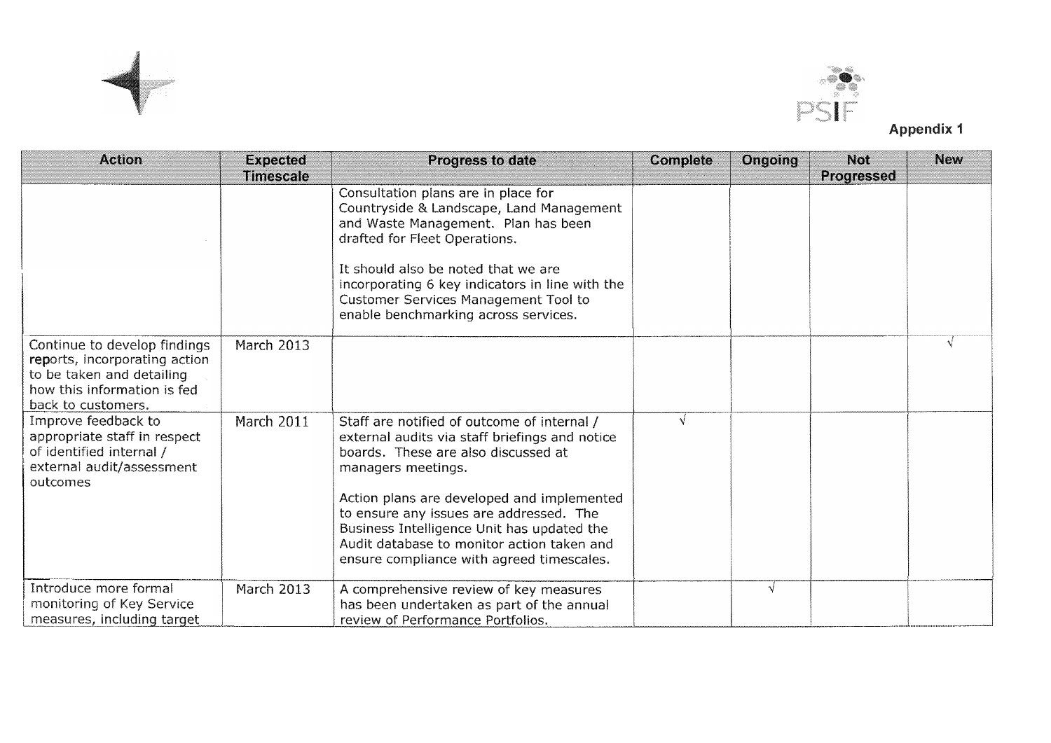Appendix 1

| Action | Expected Timescale | Progress to date | Complete | Ongoing | Not Progressed | New |
|---|---|---|---|---|---|---|
| | | Consultation plans are in place for Countryside & Landscape, Land Management and Waste Management. Plan has been drafted for Fleet Operations.<br><br>It should also be noted that we are incorporating 6 key indicators in line with the Customer Services Management Tool to enable benchmarking across services. | | | | |
| Continue to develop findings reports, incorporating action to be taken and detailing how this information is fed back to customers. | March 2013 | | | | | √ |
| Improve feedback to appropriate staff in respect of identified internal / external audit/assessment outcomes | March 2011 | Staff are notified of outcome of internal / external audits via staff briefings and notice boards. These are also discussed at managers meetings.<br><br>Action plans are developed and implemented to ensure any issues are addressed. The Business Intelligence Unit has updated the Audit database to monitor action taken and ensure compliance with agreed timescales. | √ | | | |
| Introduce more formal monitoring of Key Service measures, including target | March 2013 | A comprehensive review of key measures has been undertaken as part of the annual review of Performance Portfolios. | | √ | | |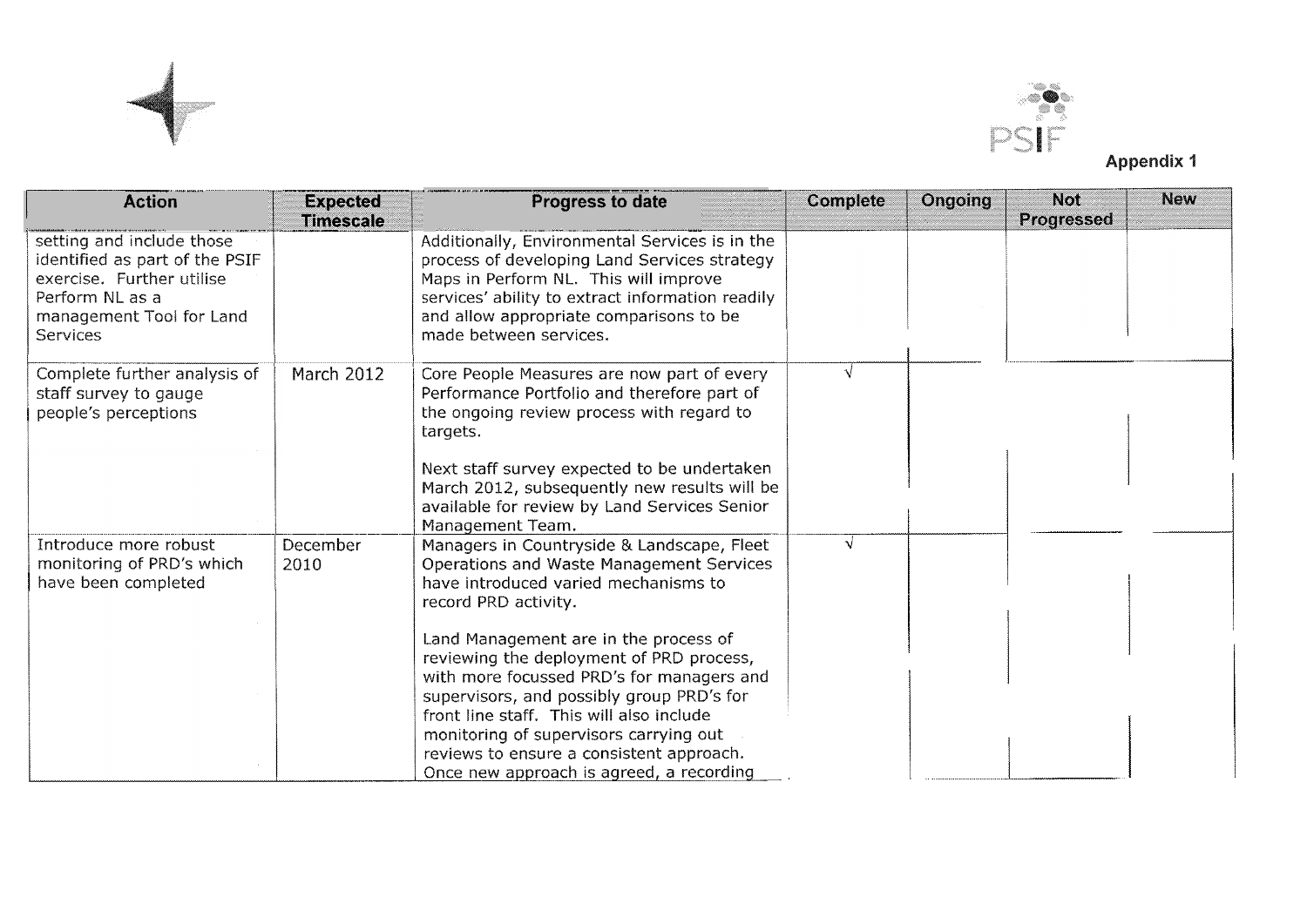Appendix 1

| Action | Expected Timescale | Progress to date | Complete | Ongoing | Not Progressed | New |
|---|---|---|---|---|---|---|
| setting and include those identified as part of the PSIF exercise. Further utilise Perform NL as a management Tool for Land Services | | Additionally, Environmental Services is in the process of developing Land Services strategy Maps in Perform NL. This will improve services' ability to extract information readily and allow appropriate comparisons to be made between services. | | | | |
| Complete further analysis of staff survey to gauge people's perceptions | March 2012 | Core People Measures are now part of every Performance Portfolio and therefore part of the ongoing review process with regard to targets.<br><br>Next staff survey expected to be undertaken March 2012, subsequently new results will be available for review by Land Services Senior Management Team. | √ | | | |
| Introduce more robust monitoring of PRD's which have been completed | December 2010 | Managers in Countryside & Landscape, Fleet Operations and Waste Management Services have introduced varied mechanisms to record PRD activity.<br><br>Land Management are in the process of reviewing the deployment of PRD process, with more focussed PRD's for managers and supervisors, and possibly group PRD's for front line staff. This will also include monitoring of supervisors carrying out reviews to ensure a consistent approach. Once new approach is agreed, a recording | √ | | | |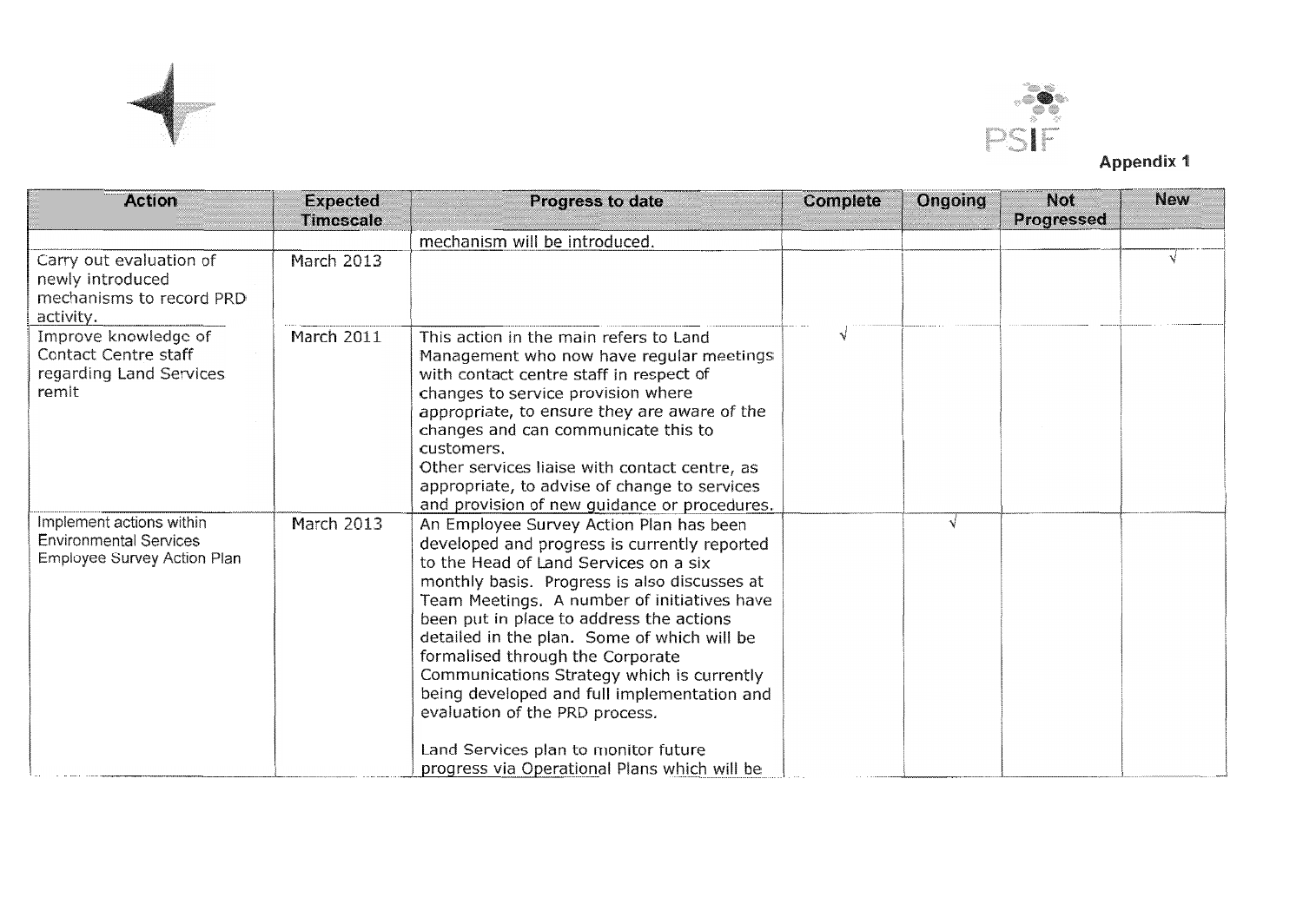**Appendix 1**

| Action | Expected Timescale | Progress to date | Complete | Ongoing | Not Progressed | New |
|---|---|---|---|---|---|---|
| | | mechanism will be introduced. | | | | |
| Carry out evaluation of newly introduced mechanisms to record PRD activity. | March 2013 | | | | | √ |
| Improve knowledge of Contact Centre staff regarding Land Services remit | March 2011 | This action in the main refers to Land Management who now have regular meetings with contact centre staff in respect of changes to service provision where appropriate, to ensure they are aware of the changes and can communicate this to customers. Other services liaise with contact centre, as appropriate, to advise of change to services and provision of new guidance or procedures. | √ | | | |
| Implement actions within Environmental Services Employee Survey Action Plan | March 2013 | An Employee Survey Action Plan has been developed and progress is currently reported to the Head of Land Services on a six monthly basis. Progress is also discusses at Team Meetings. A number of initiatives have been put in place to address the actions detailed in the plan. Some of which will be formalised through the Corporate Communications Strategy which is currently being developed and full implementation and evaluation of the PRD process.<br><br>Land Services plan to monitor future progress via Operational Plans which will be | | √ | | |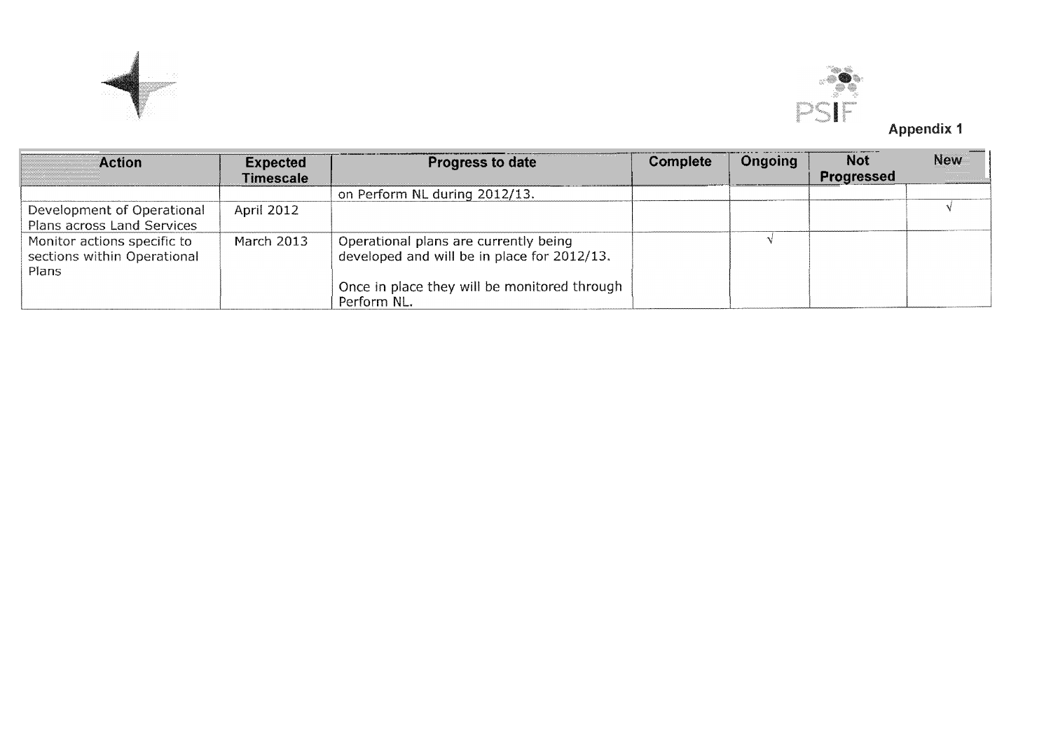Appendix 1

| Action | Expected Timescale | Progress to date | Complete | Ongoing | Not Progressed | New |
|---|---|---|---|---|---|---|
| | | on Perform NL during 2012/13. | | | | |
| Development of Operational Plans across Land Services | April 2012 | | | | | √ |
| Monitor actions specific to sections within Operational Plans | March 2013 | Operational plans are currently being developed and will be in place for 2012/13. Once in place they will be monitored through Perform NL. | | √ | | |